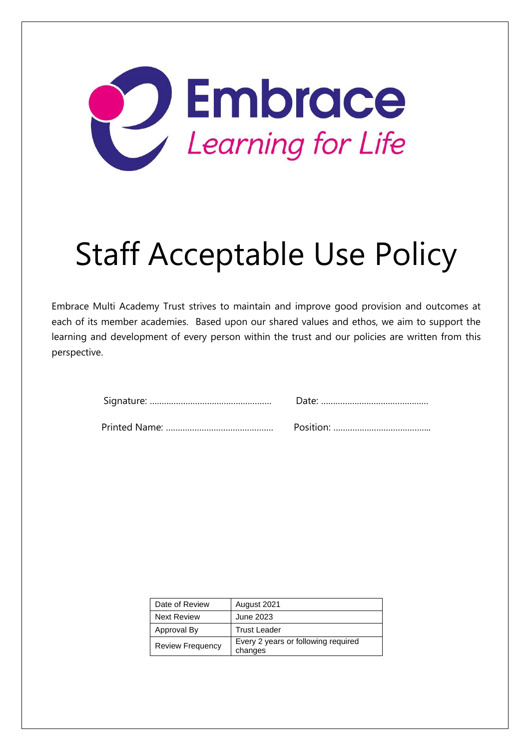Embrace

*Learning for Life*

# Staff Acceptable Use Policy

Embrace Multi Academy Trust strives to maintain and improve good provision and outcomes at each of its member academies. Based upon our shared values and ethos, we aim to support the learning and development of every person within the trust and our policies are written from this perspective.

Signature: ………………………………………………… Date: ……………………………………………

Printed Name: …………………………………………… Position: ………………………………………..

| Date of Review | August 2021 |
|---|---|
| Next Review | June 2023 |
| Approval By | Trust Leader |
| Review Frequency | Every 2 years or following required changes |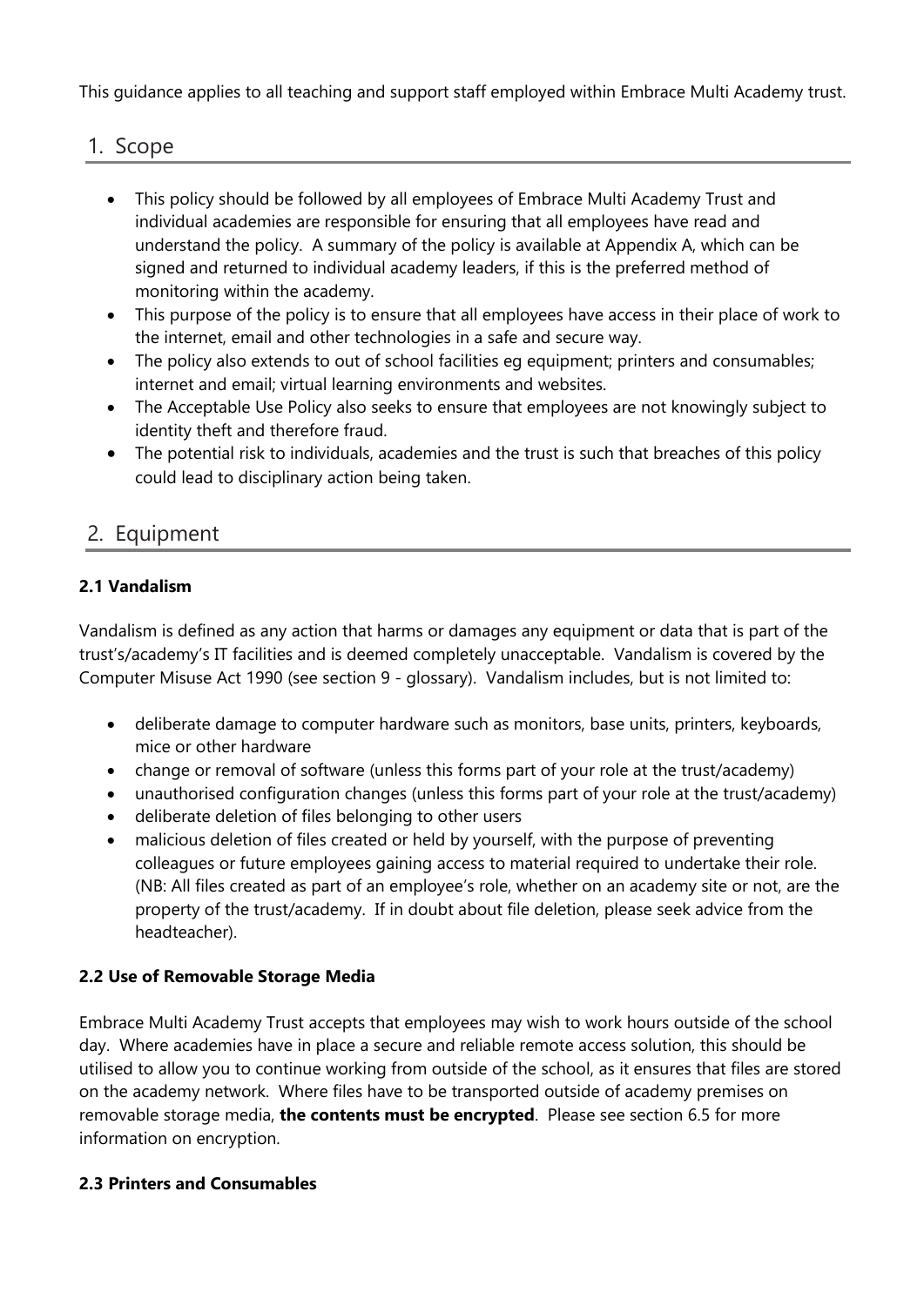This guidance applies to all teaching and support staff employed within Embrace Multi Academy trust.

## 1. Scope

- This policy should be followed by all employees of Embrace Multi Academy Trust and individual academies are responsible for ensuring that all employees have read and understand the policy. A summary of the policy is available at Appendix A, which can be signed and returned to individual academy leaders, if this is the preferred method of monitoring within the academy.
- This purpose of the policy is to ensure that all employees have access in their place of work to the internet, email and other technologies in a safe and secure way.
- The policy also extends to out of school facilities eg equipment; printers and consumables; internet and email; virtual learning environments and websites.
- The Acceptable Use Policy also seeks to ensure that employees are not knowingly subject to identity theft and therefore fraud.
- The potential risk to individuals, academies and the trust is such that breaches of this policy could lead to disciplinary action being taken.

## 2. Equipment

### 2.1 Vandalism

Vandalism is defined as any action that harms or damages any equipment or data that is part of the trust's/academy's IT facilities and is deemed completely unacceptable. Vandalism is covered by the Computer Misuse Act 1990 (see section 9 - glossary). Vandalism includes, but is not limited to:

- deliberate damage to computer hardware such as monitors, base units, printers, keyboards, mice or other hardware
- change or removal of software (unless this forms part of your role at the trust/academy)
- unauthorised configuration changes (unless this forms part of your role at the trust/academy)
- deliberate deletion of files belonging to other users
- malicious deletion of files created or held by yourself, with the purpose of preventing colleagues or future employees gaining access to material required to undertake their role. (NB: All files created as part of an employee's role, whether on an academy site or not, are the property of the trust/academy. If in doubt about file deletion, please seek advice from the headteacher).

### 2.2 Use of Removable Storage Media

Embrace Multi Academy Trust accepts that employees may wish to work hours outside of the school day. Where academies have in place a secure and reliable remote access solution, this should be utilised to allow you to continue working from outside of the school, as it ensures that files are stored on the academy network. Where files have to be transported outside of academy premises on removable storage media, **the contents must be encrypted**. Please see section 6.5 for more information on encryption.

### 2.3 Printers and Consumables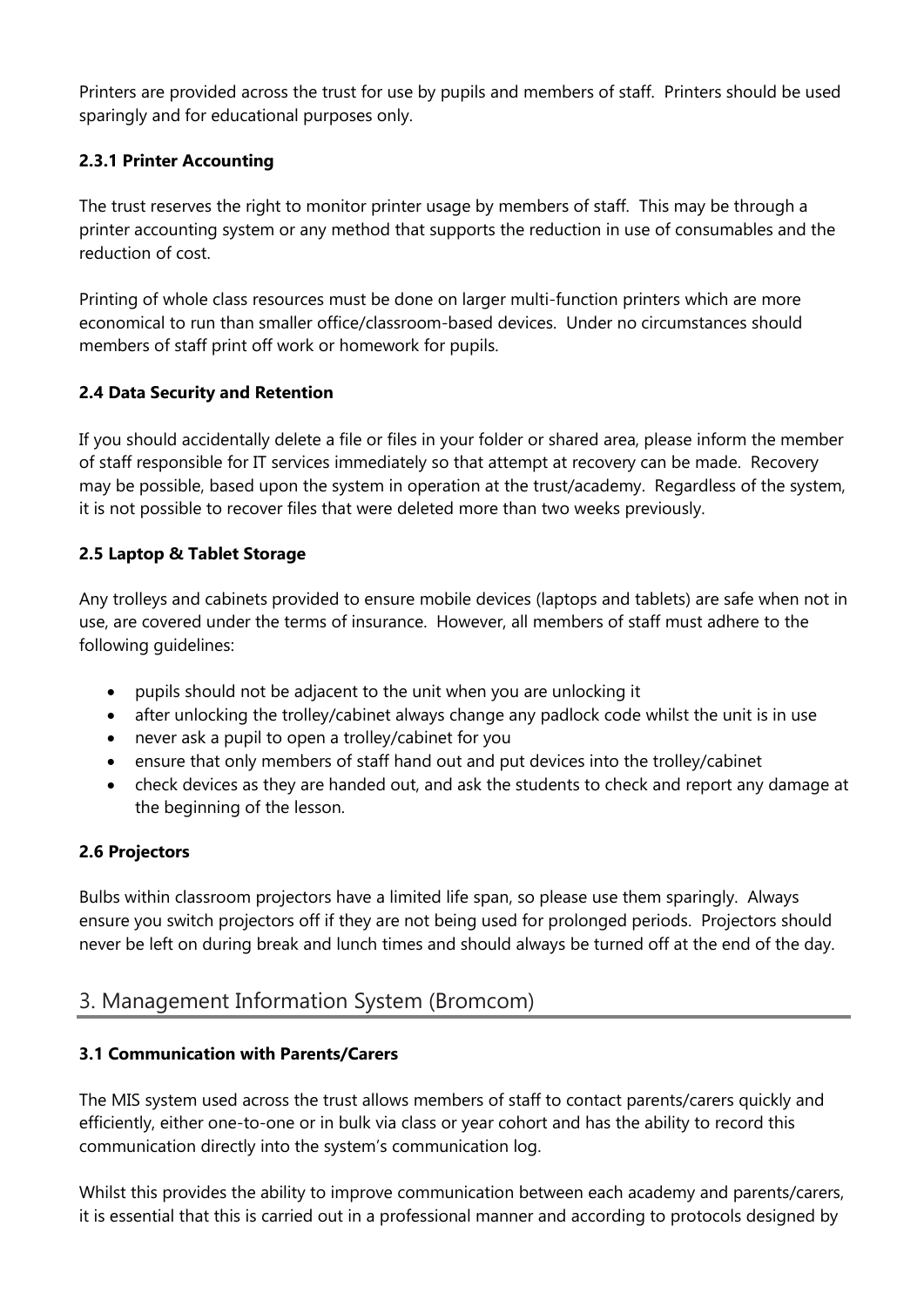Printers are provided across the trust for use by pupils and members of staff. Printers should be used sparingly and for educational purposes only.

#### 2.3.1 Printer Accounting

The trust reserves the right to monitor printer usage by members of staff. This may be through a printer accounting system or any method that supports the reduction in use of consumables and the reduction of cost.

Printing of whole class resources must be done on larger multi-function printers which are more economical to run than smaller office/classroom-based devices. Under no circumstances should members of staff print off work or homework for pupils.

### 2.4 Data Security and Retention

If you should accidentally delete a file or files in your folder or shared area, please inform the member of staff responsible for IT services immediately so that attempt at recovery can be made. Recovery may be possible, based upon the system in operation at the trust/academy. Regardless of the system, it is not possible to recover files that were deleted more than two weeks previously.

### 2.5 Laptop & Tablet Storage

Any trolleys and cabinets provided to ensure mobile devices (laptops and tablets) are safe when not in use, are covered under the terms of insurance. However, all members of staff must adhere to the following guidelines:

- pupils should not be adjacent to the unit when you are unlocking it
- after unlocking the trolley/cabinet always change any padlock code whilst the unit is in use
- never ask a pupil to open a trolley/cabinet for you
- ensure that only members of staff hand out and put devices into the trolley/cabinet
- check devices as they are handed out, and ask the students to check and report any damage at the beginning of the lesson.

### 2.6 Projectors

Bulbs within classroom projectors have a limited life span, so please use them sparingly. Always ensure you switch projectors off if they are not being used for prolonged periods. Projectors should never be left on during break and lunch times and should always be turned off at the end of the day.

## 3. Management Information System (Bromcom)

### 3.1 Communication with Parents/Carers

The MIS system used across the trust allows members of staff to contact parents/carers quickly and efficiently, either one-to-one or in bulk via class or year cohort and has the ability to record this communication directly into the system's communication log.

Whilst this provides the ability to improve communication between each academy and parents/carers, it is essential that this is carried out in a professional manner and according to protocols designed by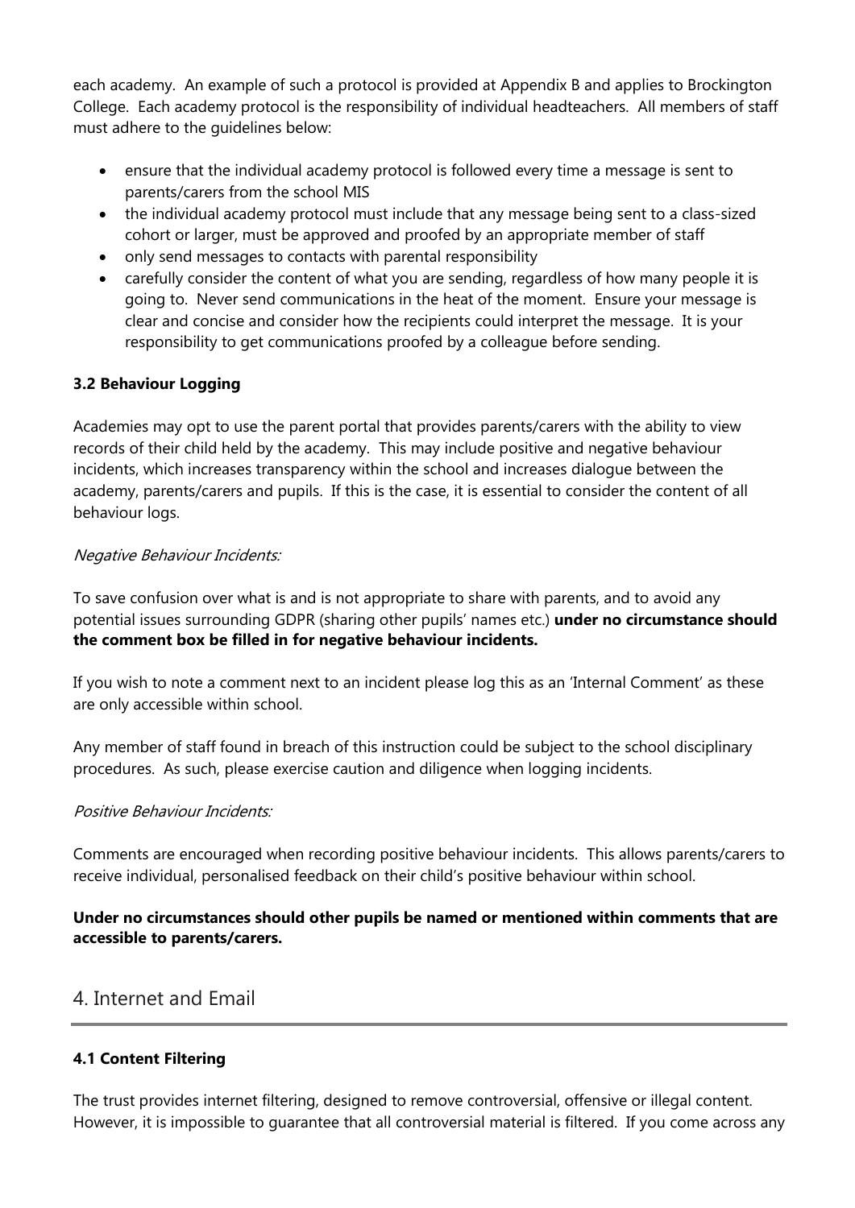each academy. An example of such a protocol is provided at Appendix B and applies to Brockington College. Each academy protocol is the responsibility of individual headteachers. All members of staff must adhere to the guidelines below:

- ensure that the individual academy protocol is followed every time a message is sent to parents/carers from the school MIS
- the individual academy protocol must include that any message being sent to a class-sized cohort or larger, must be approved and proofed by an appropriate member of staff
- only send messages to contacts with parental responsibility
- carefully consider the content of what you are sending, regardless of how many people it is going to. Never send communications in the heat of the moment. Ensure your message is clear and concise and consider how the recipients could interpret the message. It is your responsibility to get communications proofed by a colleague before sending.

### 3.2 Behaviour Logging

Academies may opt to use the parent portal that provides parents/carers with the ability to view records of their child held by the academy. This may include positive and negative behaviour incidents, which increases transparency within the school and increases dialogue between the academy, parents/carers and pupils. If this is the case, it is essential to consider the content of all behaviour logs.

*Negative Behaviour Incidents:*

To save confusion over what is and is not appropriate to share with parents, and to avoid any potential issues surrounding GDPR (sharing other pupils' names etc.) **under no circumstance should the comment box be filled in for negative behaviour incidents.**

If you wish to note a comment next to an incident please log this as an 'Internal Comment' as these are only accessible within school.

Any member of staff found in breach of this instruction could be subject to the school disciplinary procedures. As such, please exercise caution and diligence when logging incidents.

*Positive Behaviour Incidents:*

Comments are encouraged when recording positive behaviour incidents. This allows parents/carers to receive individual, personalised feedback on their child's positive behaviour within school.

**Under no circumstances should other pupils be named or mentioned within comments that are accessible to parents/carers.**

## 4. Internet and Email

### 4.1 Content Filtering

The trust provides internet filtering, designed to remove controversial, offensive or illegal content. However, it is impossible to guarantee that all controversial material is filtered. If you come across any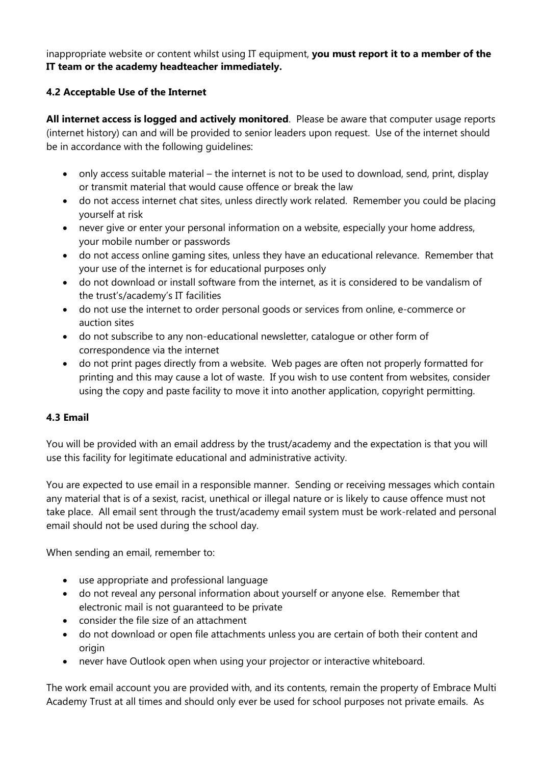inappropriate website or content whilst using IT equipment, **you must report it to a member of the IT team or the academy headteacher immediately.**

### 4.2 Acceptable Use of the Internet

**All internet access is logged and actively monitored**. Please be aware that computer usage reports (internet history) can and will be provided to senior leaders upon request. Use of the internet should be in accordance with the following guidelines:

- only access suitable material – the internet is not to be used to download, send, print, display or transmit material that would cause offence or break the law
- do not access internet chat sites, unless directly work related. Remember you could be placing yourself at risk
- never give or enter your personal information on a website, especially your home address, your mobile number or passwords
- do not access online gaming sites, unless they have an educational relevance. Remember that your use of the internet is for educational purposes only
- do not download or install software from the internet, as it is considered to be vandalism of the trust's/academy's IT facilities
- do not use the internet to order personal goods or services from online, e-commerce or auction sites
- do not subscribe to any non-educational newsletter, catalogue or other form of correspondence via the internet
- do not print pages directly from a website. Web pages are often not properly formatted for printing and this may cause a lot of waste. If you wish to use content from websites, consider using the copy and paste facility to move it into another application, copyright permitting.

### 4.3 Email

You will be provided with an email address by the trust/academy and the expectation is that you will use this facility for legitimate educational and administrative activity.

You are expected to use email in a responsible manner. Sending or receiving messages which contain any material that is of a sexist, racist, unethical or illegal nature or is likely to cause offence must not take place. All email sent through the trust/academy email system must be work-related and personal email should not be used during the school day.

When sending an email, remember to:

- use appropriate and professional language
- do not reveal any personal information about yourself or anyone else. Remember that electronic mail is not guaranteed to be private
- consider the file size of an attachment
- do not download or open file attachments unless you are certain of both their content and origin
- never have Outlook open when using your projector or interactive whiteboard.

The work email account you are provided with, and its contents, remain the property of Embrace Multi Academy Trust at all times and should only ever be used for school purposes not private emails. As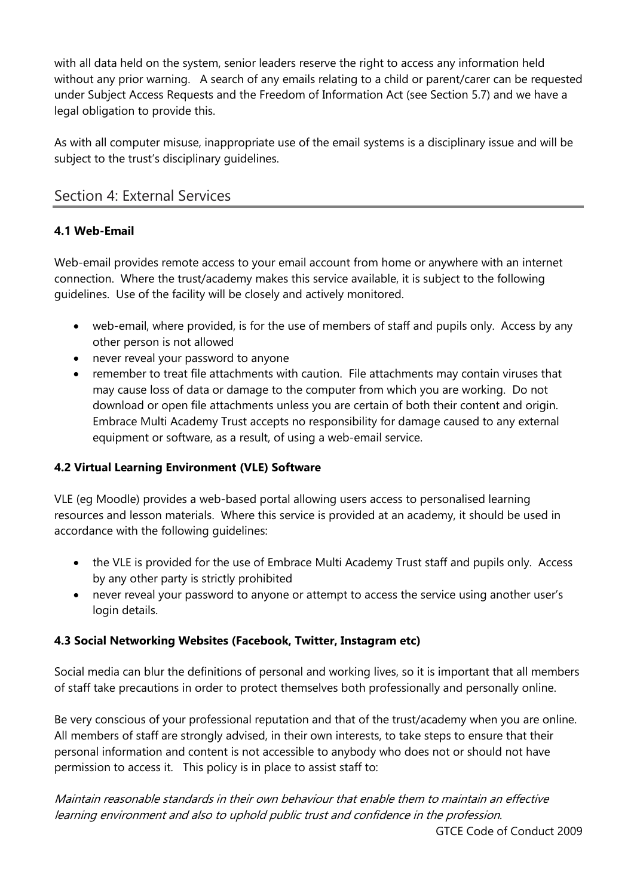with all data held on the system, senior leaders reserve the right to access any information held without any prior warning. A search of any emails relating to a child or parent/carer can be requested under Subject Access Requests and the Freedom of Information Act (see Section 5.7) and we have a legal obligation to provide this.

As with all computer misuse, inappropriate use of the email systems is a disciplinary issue and will be subject to the trust's disciplinary guidelines.

## Section 4: External Services

### 4.1 Web-Email

Web-email provides remote access to your email account from home or anywhere with an internet connection. Where the trust/academy makes this service available, it is subject to the following guidelines. Use of the facility will be closely and actively monitored.

- web-email, where provided, is for the use of members of staff and pupils only. Access by any other person is not allowed
- never reveal your password to anyone
- remember to treat file attachments with caution. File attachments may contain viruses that may cause loss of data or damage to the computer from which you are working. Do not download or open file attachments unless you are certain of both their content and origin. Embrace Multi Academy Trust accepts no responsibility for damage caused to any external equipment or software, as a result, of using a web-email service.

### 4.2 Virtual Learning Environment (VLE) Software

VLE (eg Moodle) provides a web-based portal allowing users access to personalised learning resources and lesson materials. Where this service is provided at an academy, it should be used in accordance with the following guidelines:

- the VLE is provided for the use of Embrace Multi Academy Trust staff and pupils only. Access by any other party is strictly prohibited
- never reveal your password to anyone or attempt to access the service using another user's login details.

### 4.3 Social Networking Websites (Facebook, Twitter, Instagram etc)

Social media can blur the definitions of personal and working lives, so it is important that all members of staff take precautions in order to protect themselves both professionally and personally online.

Be very conscious of your professional reputation and that of the trust/academy when you are online. All members of staff are strongly advised, in their own interests, to take steps to ensure that their personal information and content is not accessible to anybody who does not or should not have permission to access it. This policy is in place to assist staff to:

*Maintain reasonable standards in their own behaviour that enable them to maintain an effective learning environment and also to uphold public trust and confidence in the profession.*

GTCE Code of Conduct 2009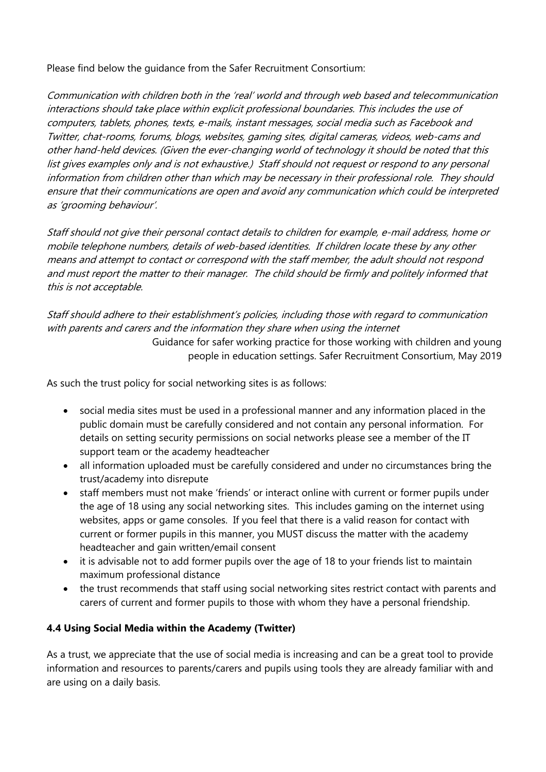Please find below the guidance from the Safer Recruitment Consortium:

*Communication with children both in the 'real' world and through web based and telecommunication interactions should take place within explicit professional boundaries. This includes the use of computers, tablets, phones, texts, e-mails, instant messages, social media such as Facebook and Twitter, chat-rooms, forums, blogs, websites, gaming sites, digital cameras, videos, web-cams and other hand-held devices. (Given the ever-changing world of technology it should be noted that this list gives examples only and is not exhaustive.) Staff should not request or respond to any personal information from children other than which may be necessary in their professional role. They should ensure that their communications are open and avoid any communication which could be interpreted as 'grooming behaviour'.*

*Staff should not give their personal contact details to children for example, e-mail address, home or mobile telephone numbers, details of web-based identities. If children locate these by any other means and attempt to contact or correspond with the staff member, the adult should not respond and must report the matter to their manager. The child should be firmly and politely informed that this is not acceptable.*

*Staff should adhere to their establishment's policies, including those with regard to communication with parents and carers and the information they share when using the internet*

Guidance for safer working practice for those working with children and young people in education settings. Safer Recruitment Consortium, May 2019

As such the trust policy for social networking sites is as follows:

- social media sites must be used in a professional manner and any information placed in the public domain must be carefully considered and not contain any personal information. For details on setting security permissions on social networks please see a member of the IT support team or the academy headteacher
- all information uploaded must be carefully considered and under no circumstances bring the trust/academy into disrepute
- staff members must not make 'friends' or interact online with current or former pupils under the age of 18 using any social networking sites. This includes gaming on the internet using websites, apps or game consoles. If you feel that there is a valid reason for contact with current or former pupils in this manner, you MUST discuss the matter with the academy headteacher and gain written/email consent
- it is advisable not to add former pupils over the age of 18 to your friends list to maintain maximum professional distance
- the trust recommends that staff using social networking sites restrict contact with parents and carers of current and former pupils to those with whom they have a personal friendship.

### 4.4 Using Social Media within the Academy (Twitter)

As a trust, we appreciate that the use of social media is increasing and can be a great tool to provide information and resources to parents/carers and pupils using tools they are already familiar with and are using on a daily basis.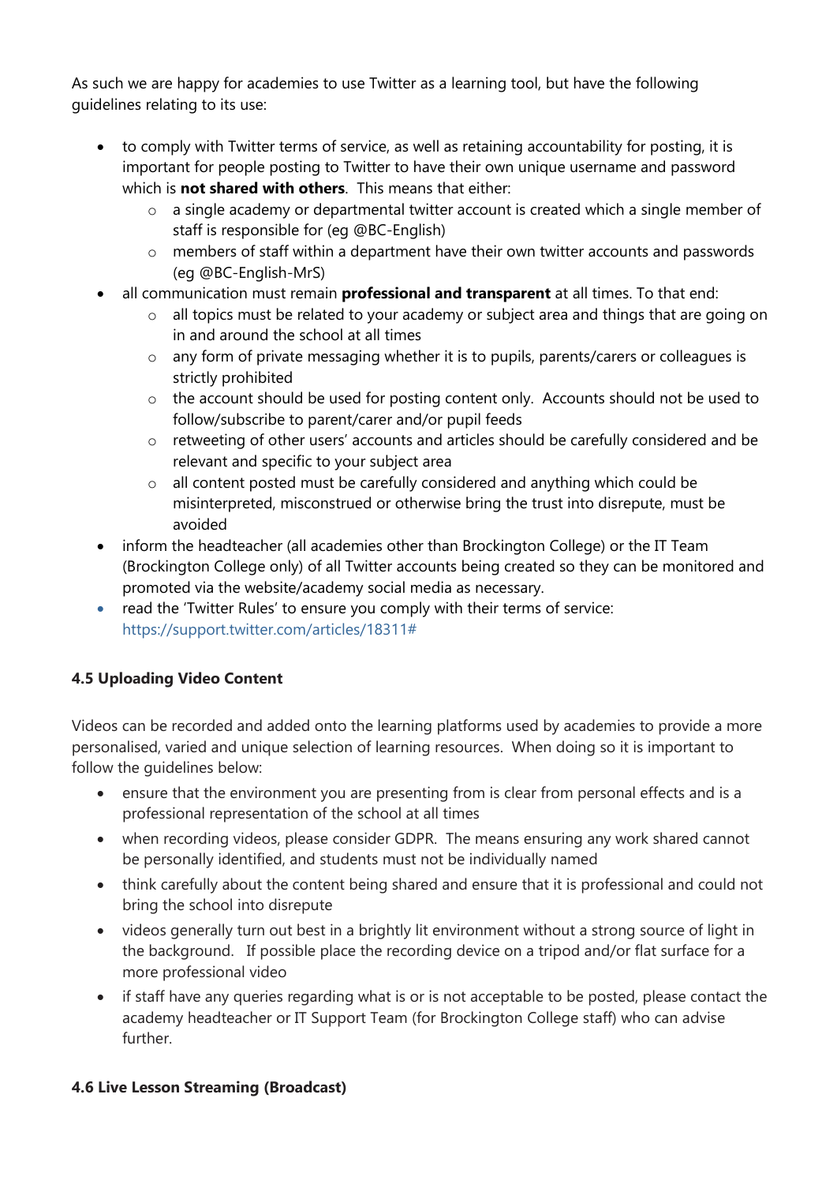As such we are happy for academies to use Twitter as a learning tool, but have the following guidelines relating to its use:

- to comply with Twitter terms of service, as well as retaining accountability for posting, it is important for people posting to Twitter to have their own unique username and password which is **not shared with others**. This means that either:
  - a single academy or departmental twitter account is created which a single member of staff is responsible for (eg @BC-English)
  - members of staff within a department have their own twitter accounts and passwords (eg @BC-English-MrS)
- all communication must remain **professional and transparent** at all times. To that end:
  - all topics must be related to your academy or subject area and things that are going on in and around the school at all times
  - any form of private messaging whether it is to pupils, parents/carers or colleagues is strictly prohibited
  - the account should be used for posting content only. Accounts should not be used to follow/subscribe to parent/carer and/or pupil feeds
  - retweeting of other users' accounts and articles should be carefully considered and be relevant and specific to your subject area
  - all content posted must be carefully considered and anything which could be misinterpreted, misconstrued or otherwise bring the trust into disrepute, must be avoided
- inform the headteacher (all academies other than Brockington College) or the IT Team (Brockington College only) of all Twitter accounts being created so they can be monitored and promoted via the website/academy social media as necessary.
- read the 'Twitter Rules' to ensure you comply with their terms of service: https://support.twitter.com/articles/18311#

### 4.5 Uploading Video Content

Videos can be recorded and added onto the learning platforms used by academies to provide a more personalised, varied and unique selection of learning resources. When doing so it is important to follow the guidelines below:

- ensure that the environment you are presenting from is clear from personal effects and is a professional representation of the school at all times
- when recording videos, please consider GDPR. The means ensuring any work shared cannot be personally identified, and students must not be individually named
- think carefully about the content being shared and ensure that it is professional and could not bring the school into disrepute
- videos generally turn out best in a brightly lit environment without a strong source of light in the background. If possible place the recording device on a tripod and/or flat surface for a more professional video
- if staff have any queries regarding what is or is not acceptable to be posted, please contact the academy headteacher or IT Support Team (for Brockington College staff) who can advise further.

### 4.6 Live Lesson Streaming (Broadcast)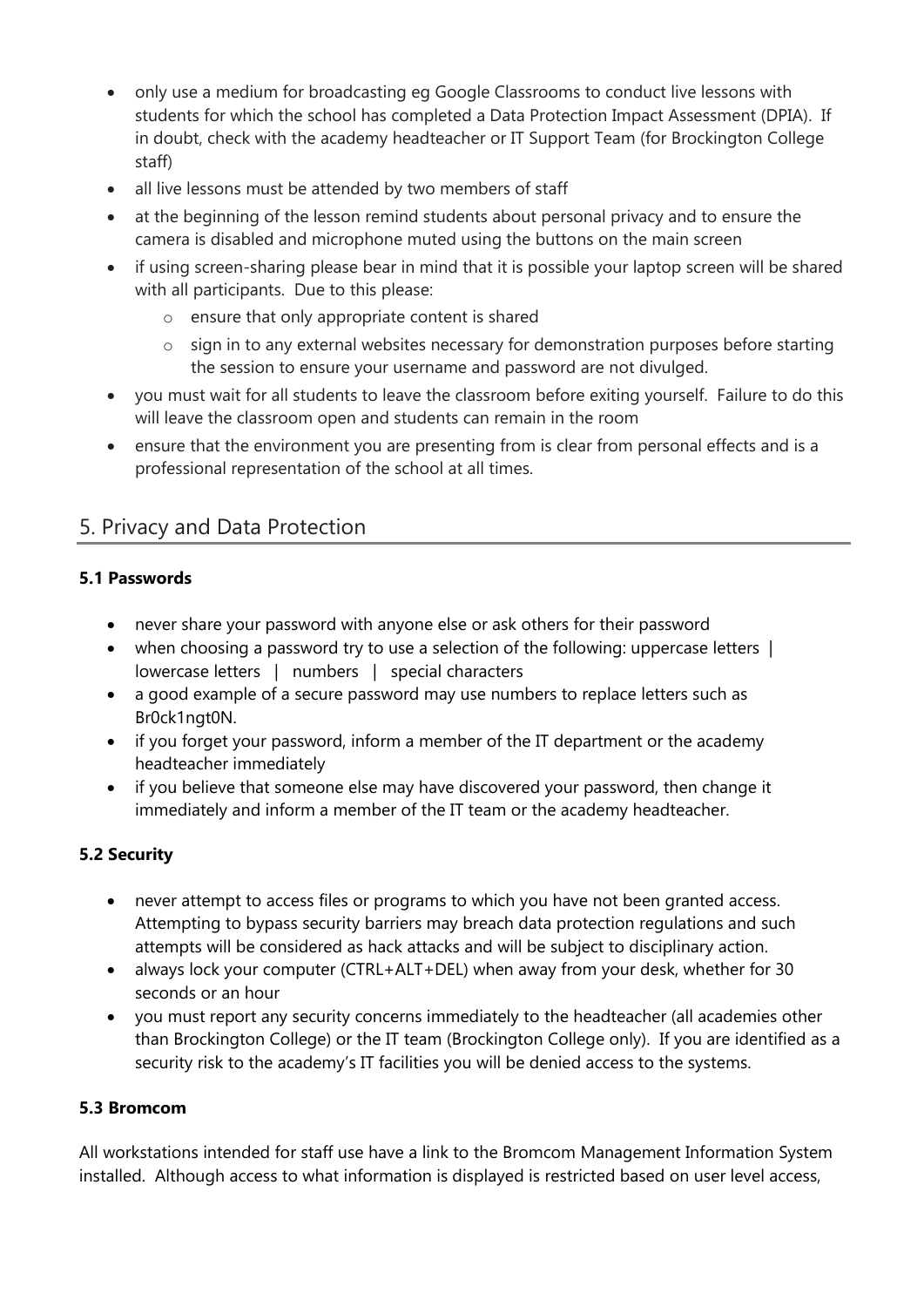- only use a medium for broadcasting eg Google Classrooms to conduct live lessons with students for which the school has completed a Data Protection Impact Assessment (DPIA). If in doubt, check with the academy headteacher or IT Support Team (for Brockington College staff)
- all live lessons must be attended by two members of staff
- at the beginning of the lesson remind students about personal privacy and to ensure the camera is disabled and microphone muted using the buttons on the main screen
- if using screen-sharing please bear in mind that it is possible your laptop screen will be shared with all participants. Due to this please:
  - ensure that only appropriate content is shared
  - sign in to any external websites necessary for demonstration purposes before starting the session to ensure your username and password are not divulged.
- you must wait for all students to leave the classroom before exiting yourself. Failure to do this will leave the classroom open and students can remain in the room
- ensure that the environment you are presenting from is clear from personal effects and is a professional representation of the school at all times.

## 5. Privacy and Data Protection

### 5.1 Passwords

- never share your password with anyone else or ask others for their password
- when choosing a password try to use a selection of the following: uppercase letters | lowercase letters | numbers | special characters
- a good example of a secure password may use numbers to replace letters such as Br0ck1ngt0N.
- if you forget your password, inform a member of the IT department or the academy headteacher immediately
- if you believe that someone else may have discovered your password, then change it immediately and inform a member of the IT team or the academy headteacher.

### 5.2 Security

- never attempt to access files or programs to which you have not been granted access. Attempting to bypass security barriers may breach data protection regulations and such attempts will be considered as hack attacks and will be subject to disciplinary action.
- always lock your computer (CTRL+ALT+DEL) when away from your desk, whether for 30 seconds or an hour
- you must report any security concerns immediately to the headteacher (all academies other than Brockington College) or the IT team (Brockington College only). If you are identified as a security risk to the academy's IT facilities you will be denied access to the systems.

### 5.3 Bromcom

All workstations intended for staff use have a link to the Bromcom Management Information System installed. Although access to what information is displayed is restricted based on user level access,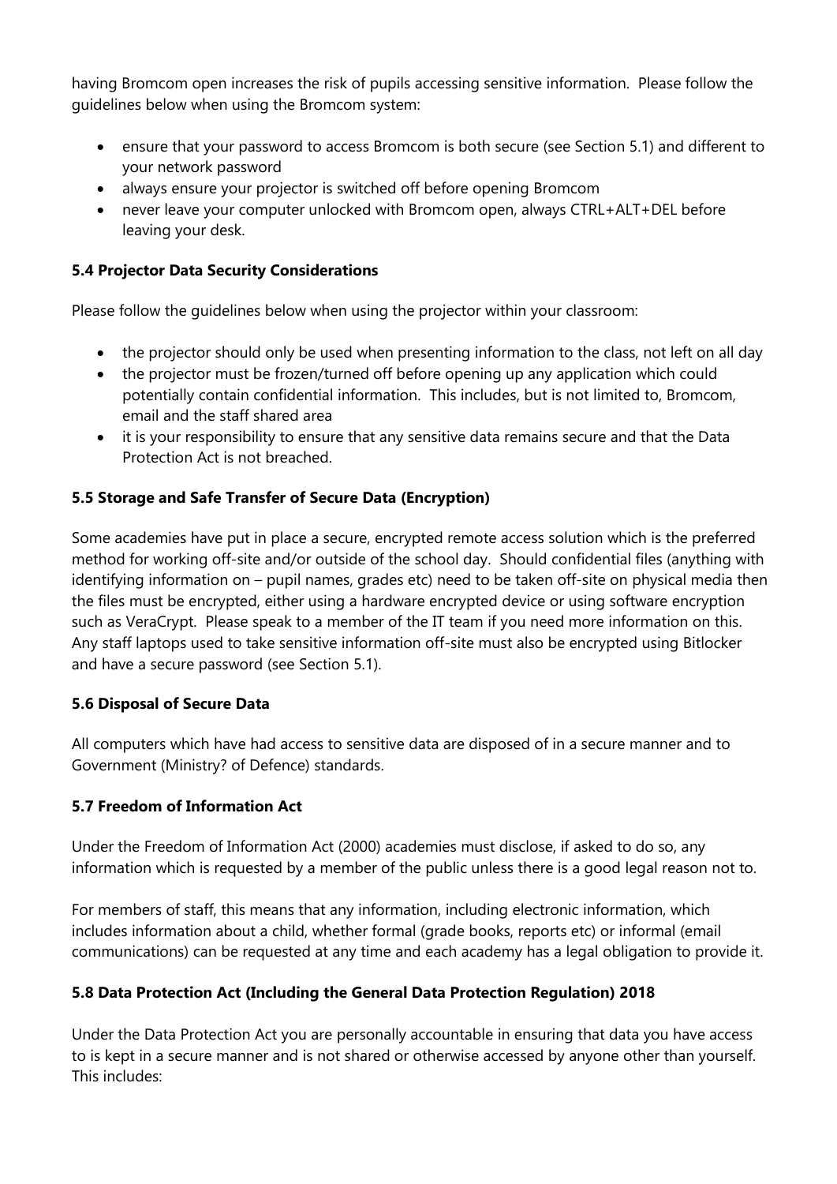having Bromcom open increases the risk of pupils accessing sensitive information. Please follow the guidelines below when using the Bromcom system:

- ensure that your password to access Bromcom is both secure (see Section 5.1) and different to your network password
- always ensure your projector is switched off before opening Bromcom
- never leave your computer unlocked with Bromcom open, always CTRL+ALT+DEL before leaving your desk.

### 5.4 Projector Data Security Considerations

Please follow the guidelines below when using the projector within your classroom:

- the projector should only be used when presenting information to the class, not left on all day
- the projector must be frozen/turned off before opening up any application which could potentially contain confidential information. This includes, but is not limited to, Bromcom, email and the staff shared area
- it is your responsibility to ensure that any sensitive data remains secure and that the Data Protection Act is not breached.

### 5.5 Storage and Safe Transfer of Secure Data (Encryption)

Some academies have put in place a secure, encrypted remote access solution which is the preferred method for working off-site and/or outside of the school day. Should confidential files (anything with identifying information on – pupil names, grades etc) need to be taken off-site on physical media then the files must be encrypted, either using a hardware encrypted device or using software encryption such as VeraCrypt. Please speak to a member of the IT team if you need more information on this. Any staff laptops used to take sensitive information off-site must also be encrypted using Bitlocker and have a secure password (see Section 5.1).

### 5.6 Disposal of Secure Data

All computers which have had access to sensitive data are disposed of in a secure manner and to Government (Ministry? of Defence) standards.

### 5.7 Freedom of Information Act

Under the Freedom of Information Act (2000) academies must disclose, if asked to do so, any information which is requested by a member of the public unless there is a good legal reason not to.

For members of staff, this means that any information, including electronic information, which includes information about a child, whether formal (grade books, reports etc) or informal (email communications) can be requested at any time and each academy has a legal obligation to provide it.

### 5.8 Data Protection Act (Including the General Data Protection Regulation) 2018

Under the Data Protection Act you are personally accountable in ensuring that data you have access to is kept in a secure manner and is not shared or otherwise accessed by anyone other than yourself. This includes: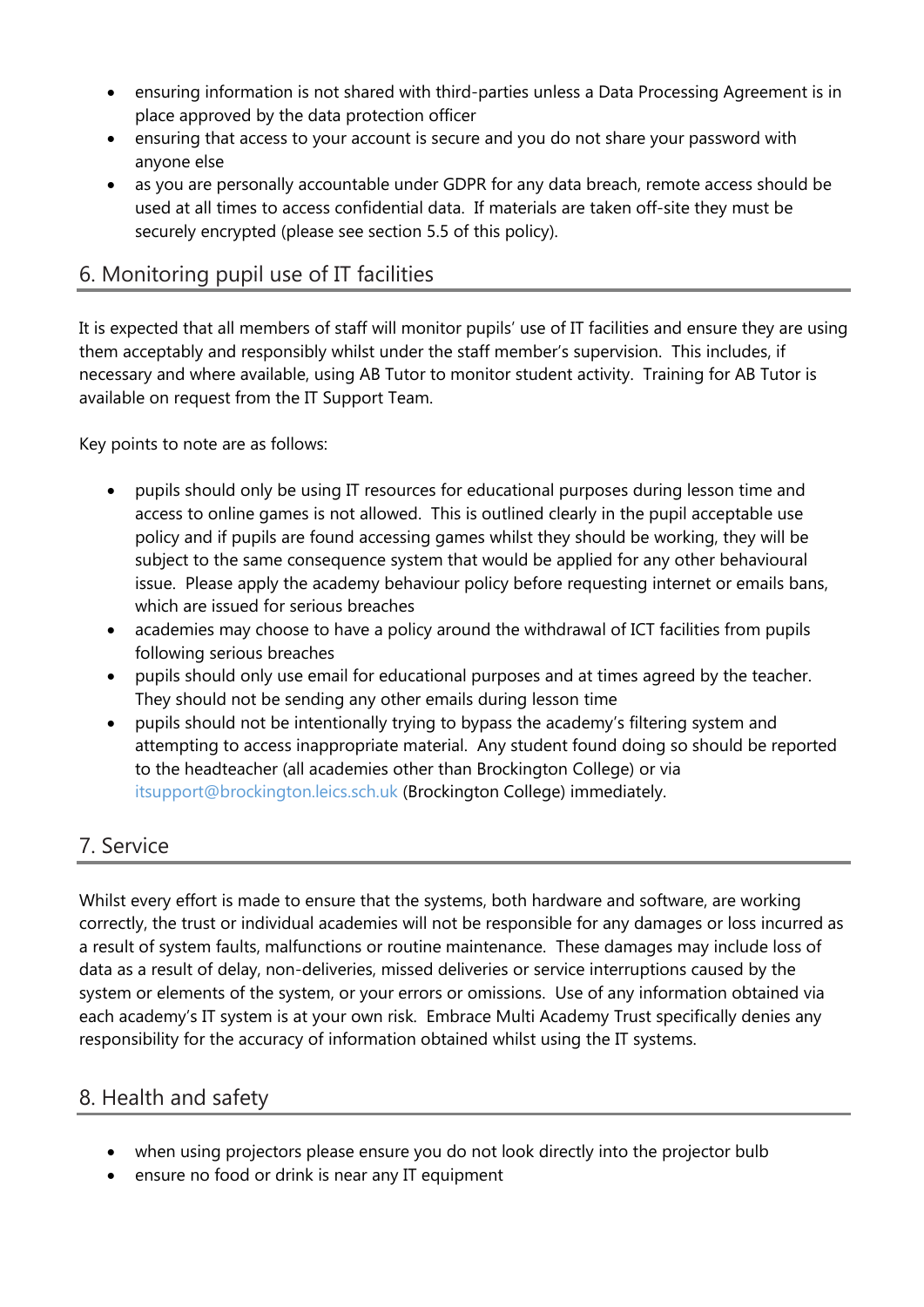- ensuring information is not shared with third-parties unless a Data Processing Agreement is in place approved by the data protection officer
- ensuring that access to your account is secure and you do not share your password with anyone else
- as you are personally accountable under GDPR for any data breach, remote access should be used at all times to access confidential data. If materials are taken off-site they must be securely encrypted (please see section 5.5 of this policy).

## 6. Monitoring pupil use of IT facilities

It is expected that all members of staff will monitor pupils' use of IT facilities and ensure they are using them acceptably and responsibly whilst under the staff member's supervision. This includes, if necessary and where available, using AB Tutor to monitor student activity. Training for AB Tutor is available on request from the IT Support Team.

Key points to note are as follows:

- pupils should only be using IT resources for educational purposes during lesson time and access to online games is not allowed. This is outlined clearly in the pupil acceptable use policy and if pupils are found accessing games whilst they should be working, they will be subject to the same consequence system that would be applied for any other behavioural issue. Please apply the academy behaviour policy before requesting internet or emails bans, which are issued for serious breaches
- academies may choose to have a policy around the withdrawal of ICT facilities from pupils following serious breaches
- pupils should only use email for educational purposes and at times agreed by the teacher. They should not be sending any other emails during lesson time
- pupils should not be intentionally trying to bypass the academy's filtering system and attempting to access inappropriate material. Any student found doing so should be reported to the headteacher (all academies other than Brockington College) or via itsupport@brockington.leics.sch.uk (Brockington College) immediately.

## 7. Service

Whilst every effort is made to ensure that the systems, both hardware and software, are working correctly, the trust or individual academies will not be responsible for any damages or loss incurred as a result of system faults, malfunctions or routine maintenance. These damages may include loss of data as a result of delay, non-deliveries, missed deliveries or service interruptions caused by the system or elements of the system, or your errors or omissions. Use of any information obtained via each academy's IT system is at your own risk. Embrace Multi Academy Trust specifically denies any responsibility for the accuracy of information obtained whilst using the IT systems.

## 8. Health and safety

- when using projectors please ensure you do not look directly into the projector bulb
- ensure no food or drink is near any IT equipment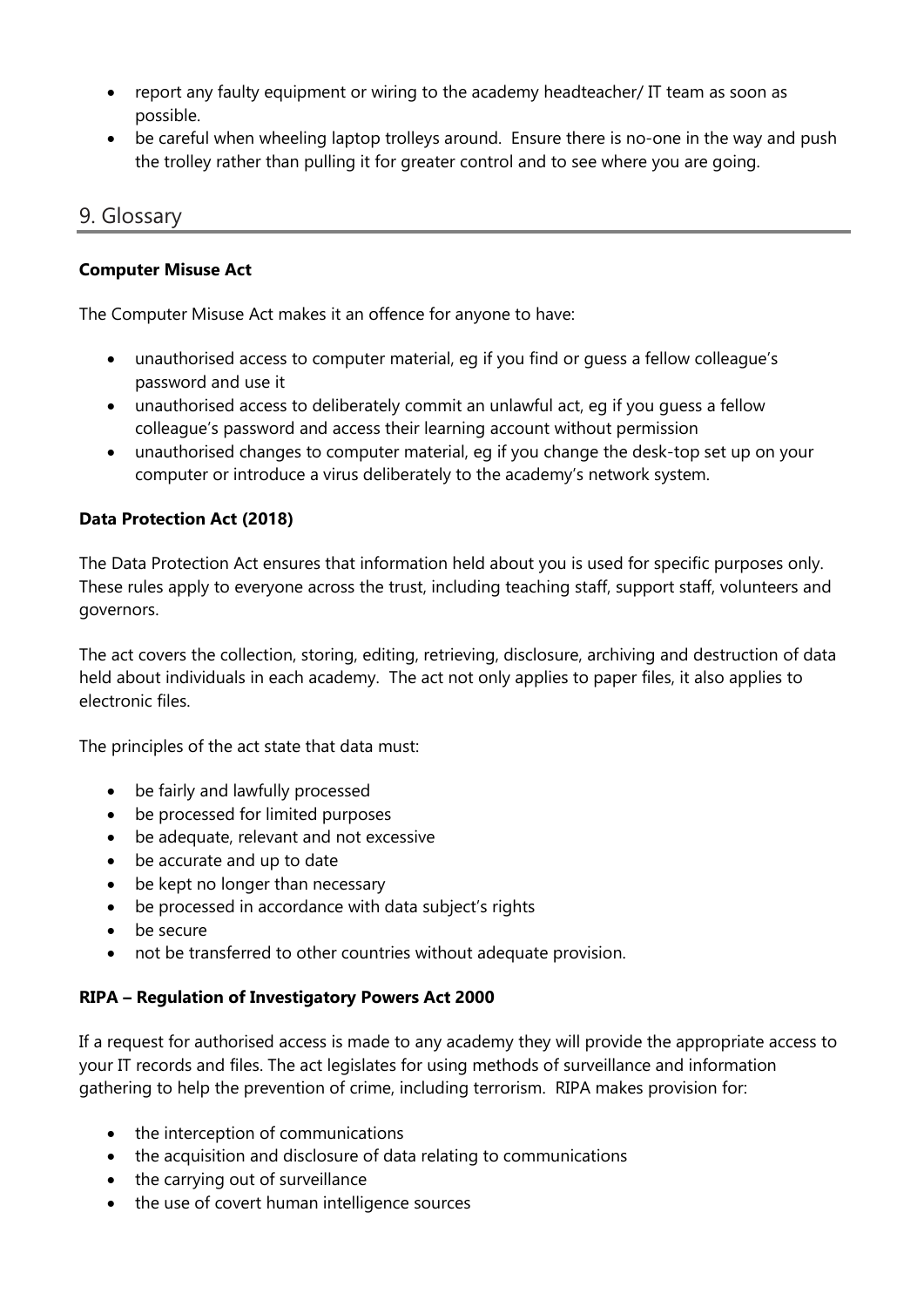- report any faulty equipment or wiring to the academy headteacher/ IT team as soon as possible.
- be careful when wheeling laptop trolleys around. Ensure there is no-one in the way and push the trolley rather than pulling it for greater control and to see where you are going.

## 9. Glossary

**Computer Misuse Act**

The Computer Misuse Act makes it an offence for anyone to have:

- unauthorised access to computer material, eg if you find or guess a fellow colleague's password and use it
- unauthorised access to deliberately commit an unlawful act, eg if you guess a fellow colleague's password and access their learning account without permission
- unauthorised changes to computer material, eg if you change the desk-top set up on your computer or introduce a virus deliberately to the academy's network system.

**Data Protection Act (2018)**

The Data Protection Act ensures that information held about you is used for specific purposes only. These rules apply to everyone across the trust, including teaching staff, support staff, volunteers and governors.

The act covers the collection, storing, editing, retrieving, disclosure, archiving and destruction of data held about individuals in each academy. The act not only applies to paper files, it also applies to electronic files.

The principles of the act state that data must:

- be fairly and lawfully processed
- be processed for limited purposes
- be adequate, relevant and not excessive
- be accurate and up to date
- be kept no longer than necessary
- be processed in accordance with data subject's rights
- be secure
- not be transferred to other countries without adequate provision.

**RIPA – Regulation of Investigatory Powers Act 2000**

If a request for authorised access is made to any academy they will provide the appropriate access to your IT records and files. The act legislates for using methods of surveillance and information gathering to help the prevention of crime, including terrorism. RIPA makes provision for:

- the interception of communications
- the acquisition and disclosure of data relating to communications
- the carrying out of surveillance
- the use of covert human intelligence sources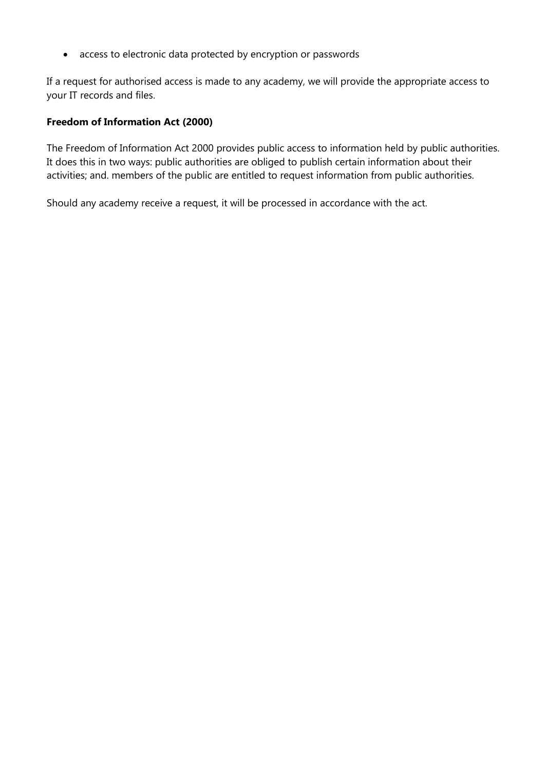- access to electronic data protected by encryption or passwords

If a request for authorised access is made to any academy, we will provide the appropriate access to your IT records and files.

**Freedom of Information Act (2000)**

The Freedom of Information Act 2000 provides public access to information held by public authorities. It does this in two ways: public authorities are obliged to publish certain information about their activities; and. members of the public are entitled to request information from public authorities.

Should any academy receive a request, it will be processed in accordance with the act.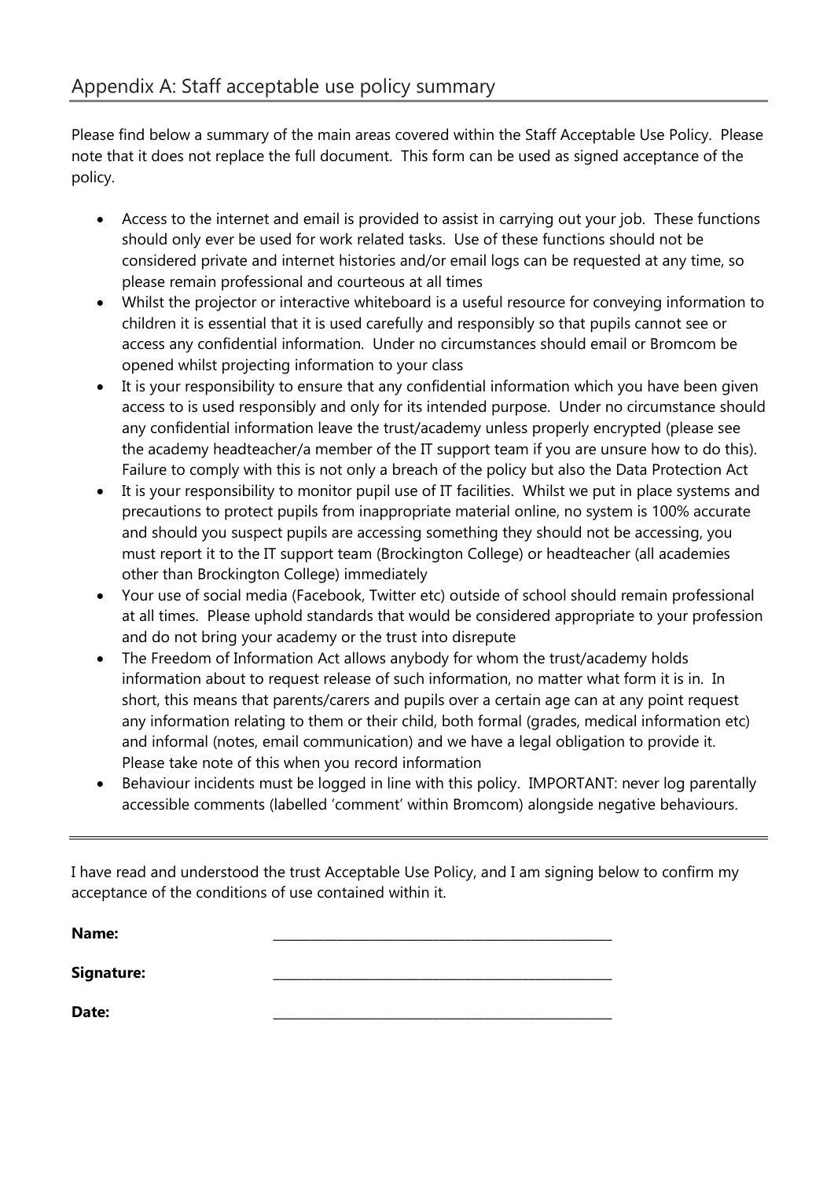## Appendix A: Staff acceptable use policy summary

Please find below a summary of the main areas covered within the Staff Acceptable Use Policy. Please note that it does not replace the full document. This form can be used as signed acceptance of the policy.

- Access to the internet and email is provided to assist in carrying out your job. These functions should only ever be used for work related tasks. Use of these functions should not be considered private and internet histories and/or email logs can be requested at any time, so please remain professional and courteous at all times
- Whilst the projector or interactive whiteboard is a useful resource for conveying information to children it is essential that it is used carefully and responsibly so that pupils cannot see or access any confidential information. Under no circumstances should email or Bromcom be opened whilst projecting information to your class
- It is your responsibility to ensure that any confidential information which you have been given access to is used responsibly and only for its intended purpose. Under no circumstance should any confidential information leave the trust/academy unless properly encrypted (please see the academy headteacher/a member of the IT support team if you are unsure how to do this). Failure to comply with this is not only a breach of the policy but also the Data Protection Act
- It is your responsibility to monitor pupil use of IT facilities. Whilst we put in place systems and precautions to protect pupils from inappropriate material online, no system is 100% accurate and should you suspect pupils are accessing something they should not be accessing, you must report it to the IT support team (Brockington College) or headteacher (all academies other than Brockington College) immediately
- Your use of social media (Facebook, Twitter etc) outside of school should remain professional at all times. Please uphold standards that would be considered appropriate to your profession and do not bring your academy or the trust into disrepute
- The Freedom of Information Act allows anybody for whom the trust/academy holds information about to request release of such information, no matter what form it is in. In short, this means that parents/carers and pupils over a certain age can at any point request any information relating to them or their child, both formal (grades, medical information etc) and informal (notes, email communication) and we have a legal obligation to provide it. Please take note of this when you record information
- Behaviour incidents must be logged in line with this policy. IMPORTANT: never log parentally accessible comments (labelled 'comment' within Bromcom) alongside negative behaviours.

---

I have read and understood the trust Acceptable Use Policy, and I am signing below to confirm my acceptance of the conditions of use contained within it.

**Name:** ______________________________

**Signature:** ______________________________

**Date:** ______________________________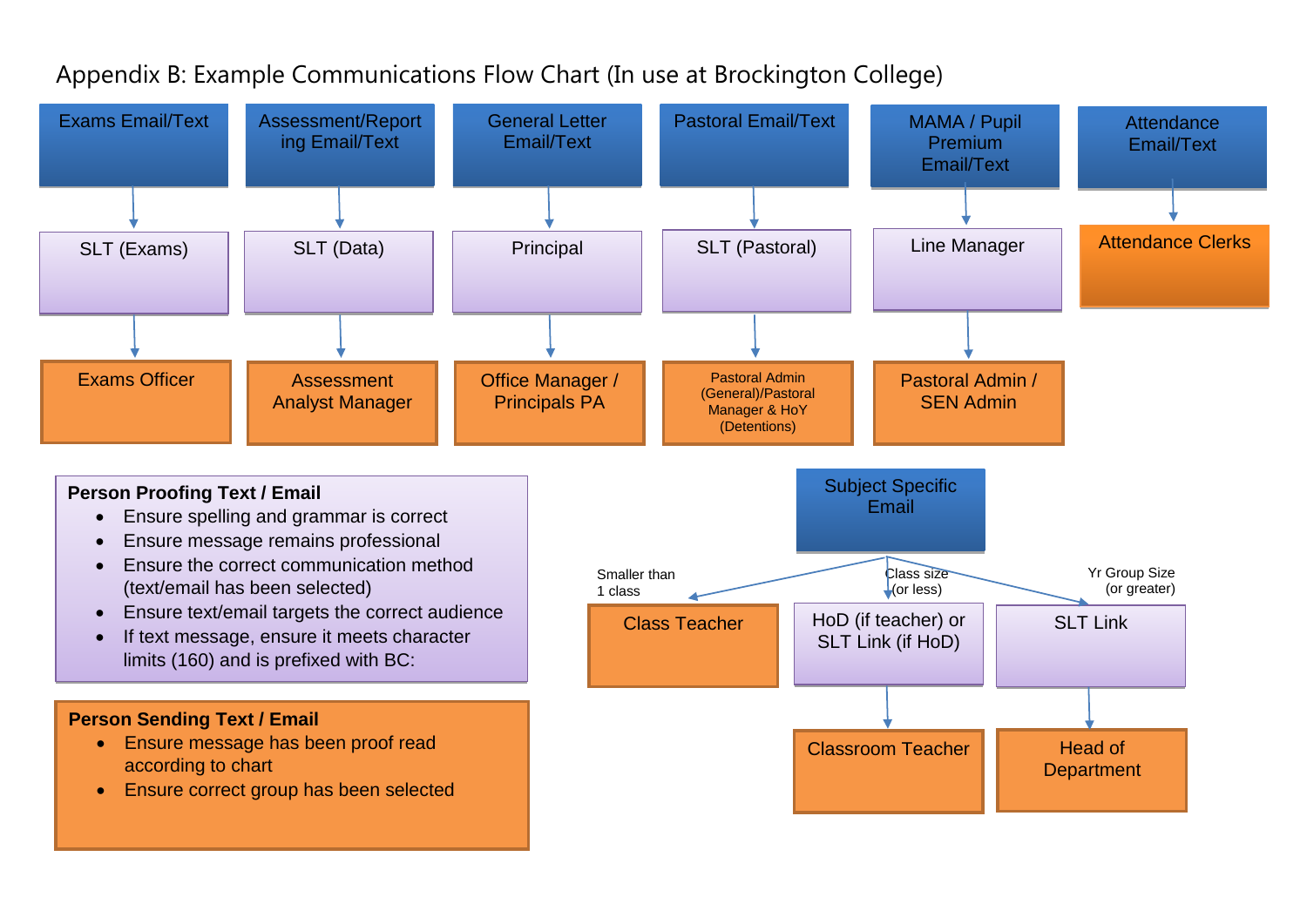# Appendix B: Example Communications Flow Chart (In use at Brockington College)

Exams Email/Text

SLT (Exams)

Exams Officer

Assessment/Reporting Email/Text

SLT (Data)

Assessment Analyst Manager

General Letter Email/Text

Principal

Office Manager / Principals PA

Pastoral Email/Text

SLT (Pastoral)

Pastoral Admin (General)/Pastoral Manager & HoY (Detentions)

MAMA / Pupil Premium Email/Text

Line Manager

Pastoral Admin / SEN Admin

Attendance Email/Text

Attendance Clerks

**Person Proofing Text / Email**

- Ensure spelling and grammar is correct
- Ensure message remains professional
- Ensure the correct communication method (text/email has been selected)
- Ensure text/email targets the correct audience
- If text message, ensure it meets character limits (160) and is prefixed with BC:

**Person Sending Text / Email**

- Ensure message has been proof read according to chart
- Ensure correct group has been selected

Subject Specific Email

Smaller than 1 class

Class Teacher

Class size (or less)

HoD (if teacher) or SLT Link (if HoD)

Classroom Teacher

Yr Group Size (or greater)

SLT Link

Head of Department